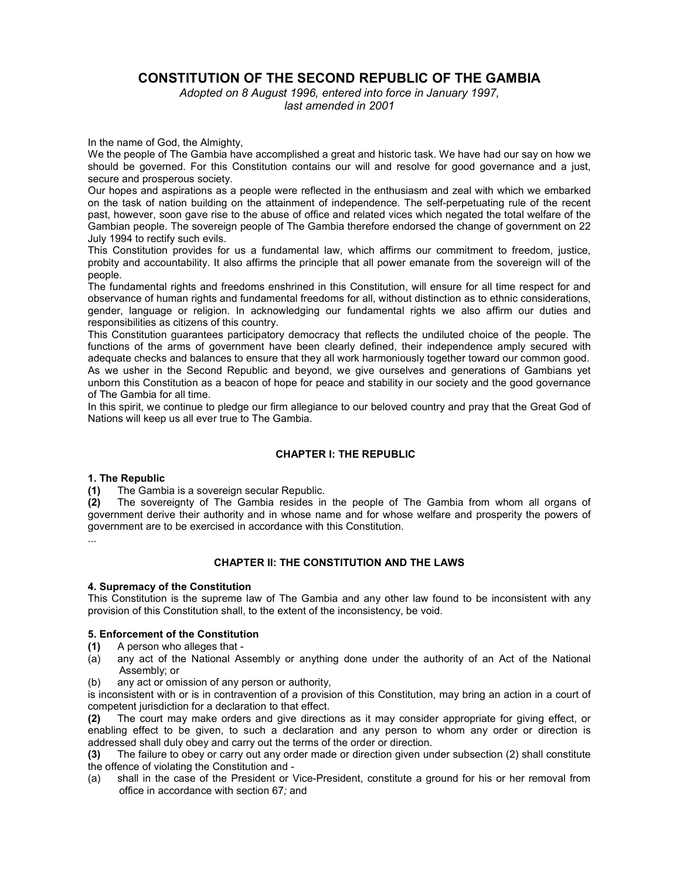# CONSTITUTION OF THE SECOND REPUBLIC OF THE GAMBIA

*Adopted on 8 August 1996, entered into force in January 1997, last amended in 2001*

In the name of God, the Almighty,

We the people of The Gambia have accomplished a great and historic task. We have had our say on how we should be governed. For this Constitution contains our will and resolve for good governance and a just, secure and prosperous society.

Our hopes and aspirations as a people were reflected in the enthusiasm and zeal with which we embarked on the task of nation building on the attainment of independence. The self-perpetuating rule of the recent past, however, soon gave rise to the abuse of office and related vices which negated the total welfare of the Gambian people. The sovereign people of The Gambia therefore endorsed the change of government on 22 July 1994 to rectify such evils.

This Constitution provides for us a fundamental law, which affirms our commitment to freedom, justice, probity and accountability. It also affirms the principle that all power emanate from the sovereign will of the people.

The fundamental rights and fundamental freedoms enshrined in this Constitution, will ensure for all time respect for and observance of human rights and fundamental freedoms for all, without distinction as to ethnic considerations, gender, language or religion. In acknowledging our fundamental rights we also affirm our duties and responsibilities as citizens of this country.

This Constitution guarantees participatory democracy that reflects the undiluted choice of the people. The functions of the arms of government have been clearly defined, their independence amply secured with adequate checks and balances to ensure that they all work harmoniously together toward our common good.

As we usher in the Second Republic and beyond, we give ourselves and generations of Gambians yet unborn this Constitution as a beacon of hope for peace and stability in our society and the good governance of The Gambia for all time.

In this spirit, we continue to pledge our firm allegiance to our beloved country and pray that the Great God of Nations will keep us all ever true to The Gambia.

## CHAPTER I: THE REPUBLIC

### 1. The Republic

**(1)** The Gambia is a sovereign secular Republic.

**(2)** The sovereignty of The Gambia resides in the people of The Gambia from whom all organs of government derive their authority and in whose name and for whose welfare and prosperity the powers of government are to be exercised in accordance with this Constitution.

...

## CHAPTER II: THE CONSTITUTION AND THE LAWS

### 4. Supremacy of the Constitution

This Constitution is the supreme law of The Gambia and any other law found to be inconsistent with any provision of this Constitution shall, to the extent of the inconsistency, be void.

### 5. Enforcement of the Constitution

**(1)** A person who alleges that -

(a) any act of the National Assembly or anything done under the authority of an Act of the National Assembly; or

(b) any act or omission of any person or authority,

is inconsistent with or is in contravention of a provision of this Constitution, may bring an action in a court of competent jurisdiction for a declaration to that effect.

**(2)** The court may make orders and give directions as it may consider appropriate for giving effect, or enabling effect to be given, to such a declaration and any person to whom any order or direction is addressed shall duly obey and carry out the terms of the order or direction.

**(3)** The failure to obey or carry out any order made or direction given under subsection (2) shall constitute the offence of violating the Constitution and -

(a) shall in the case of the President or Vice-President, constitute a ground for his or her removal from office in accordance with section 67*;* and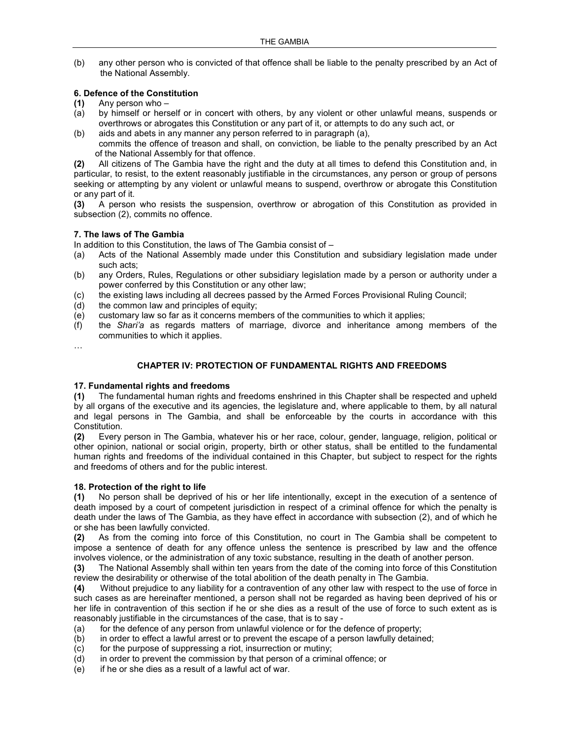(b) any other person who is convicted of that offence shall be liable to the penalty prescribed by an Act of the National Assembly.

### 6. Defence of the Constitution

**(1)** Any person who –

(a) by himself or herself or in concert with others, by any violent or other unlawful means, suspends or overthrows or abrogates this Constitution or any part of it, or attempts to do any such act, or

(b) aids and abets in any manner any person referred to in paragraph (a),

commits the offence of treason and shall, on conviction, be liable to the penalty prescribed by an Act of the National Assembly for that offence.

**(2)** All citizens of The Gambia have the right and the duty at all times to defend this Constitution and, in particular, to resist, to the extent reasonably justifiable in the circumstances, any person or group of persons seeking or attempting by any violent or unlawful means to suspend, overthrow or abrogate this Constitution or any part of it.

**(3)** A person who resists the suspension, overthrow or abrogation of this Constitution as provided in subsection (2), commits no offence.

### 7. The laws of The Gambia

In addition to this Constitution, the laws of The Gambia consist of –

(a) Acts of the National Assembly made under this Constitution and subsidiary legislation made under such acts;

(b) any Orders, Rules, Regulations or other subsidiary legislation made by a person or authority under a power conferred by this Constitution or any other law;

(c) the existing laws including all decrees passed by the Armed Forces Provisional Ruling Council;

(d) the common law and principles of equity;

(e) customary law so far as it concerns members of the communities to which it applies;

(f) the *Shari'a* as regards matters of marriage, divorce and inheritance among members of the communities to which it applies.

…

## CHAPTER IV: PROTECTION OF FUNDAMENTAL RIGHTS AND FREEDOMS

### 17. Fundamental rights and freedoms

**(1)** The fundamental human rights and freedoms enshrined in this Chapter shall be respected and upheld by all organs of the executive and its agencies, the legislature and, where applicable to them, by all natural and legal persons in The Gambia, and shall be enforceable by the courts in accordance with this Constitution.

**(2)** Every person in The Gambia, whatever his or her race, colour, gender, language, religion, political or other opinion, national or social origin, property, birth or other status, shall be entitled to the fundamental human rights and freedoms of the individual contained in this Chapter, but subject to respect for the rights and freedoms of others and for the public interest.

### 18. Protection of the right to life

**(1)** No person shall be deprived of his or her life intentionally, except in the execution of a sentence of death imposed by a court of competent jurisdiction in respect of a criminal offence for which the penalty is death under the laws of The Gambia, as they have effect in accordance with subsection (2), and of which he or she has been lawfully convicted.

**(2)** As from the coming into force of this Constitution, no court in The Gambia shall be competent to impose a sentence of death for any offence unless the sentence is prescribed by law and the offence involves violence, or the administration of any toxic substance, resulting in the death of another person.

**(3)** The National Assembly shall within ten years from the date of the coming into force of this Constitution review the desirability or otherwise of the total abolition of the death penalty in The Gambia.

**(4)** Without prejudice to any liability for a contravention of any other law with respect to the use of force in such cases as are hereinafter mentioned, a person shall not be regarded as having been deprived of his or her life in contravention of this section if he or she dies as a result of the use of force to such extent as is reasonably justifiable in the circumstances of the case, that is to say -

(a) for the defence of any person from unlawful violence or for the defence of property;

(b) in order to effect a lawful arrest or to prevent the escape of a person lawfully detained;

(c) for the purpose of suppressing a riot, insurrection or mutiny;

(d) in order to prevent the commission by that person of a criminal offence; or

(e) if he or she dies as a result of a lawful act of war.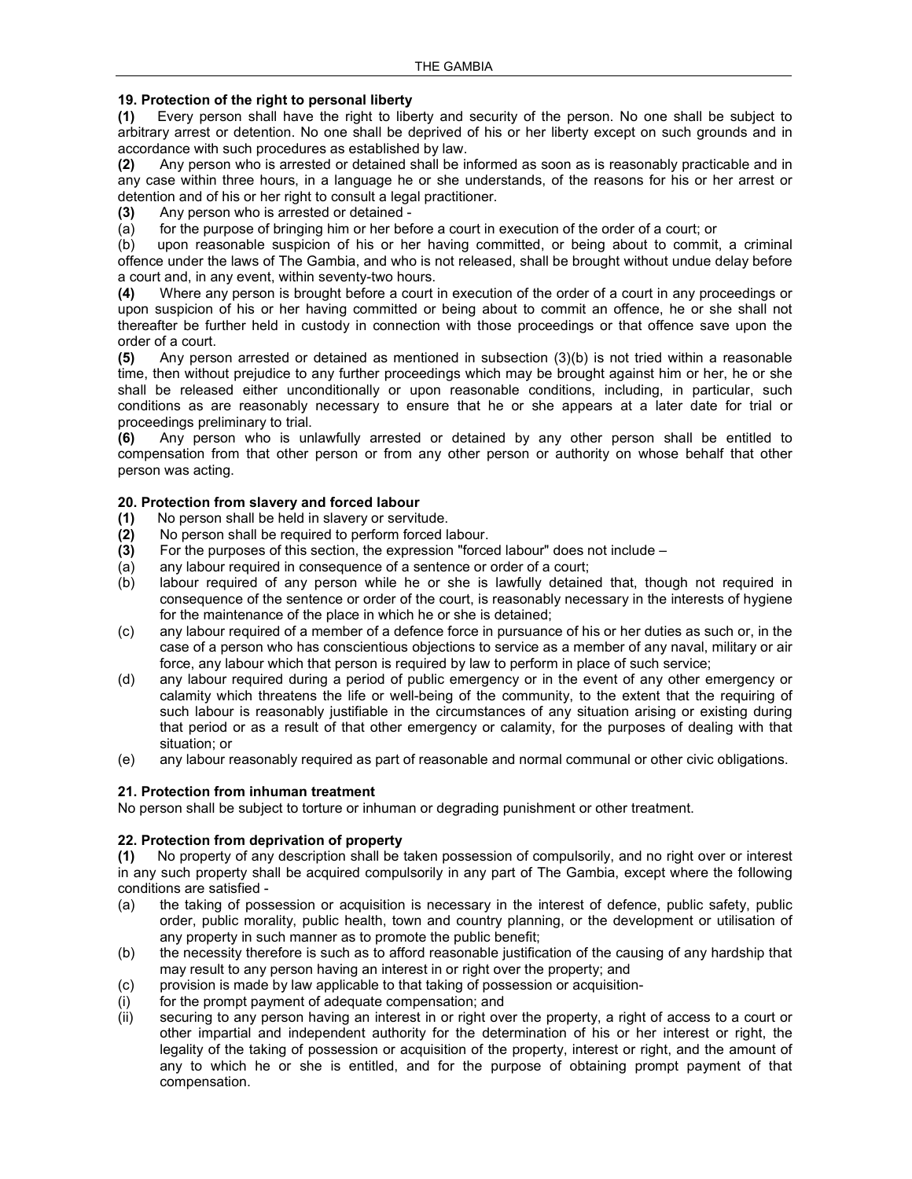## 19. Protection of the right to personal liberty

**(1)** Every person shall have the right to liberty and security of the person. No one shall be subject to arbitrary arrest or detention. No one shall be deprived of his or her liberty except on such grounds and in accordance with such procedures as established by law.

**(2)** Any person who is arrested or detained shall be informed as soon as is reasonably practicable and in any case within three hours, in a language he or she understands, of the reasons for his or her arrest or detention and of his or her right to consult a legal practitioner.

**(3)** Any person who is arrested or detained -

(a) for the purpose of bringing him or her before a court in execution of the order of a court; or

(b) upon reasonable suspicion of his or her having committed, or being about to commit, a criminal offence under the laws of The Gambia, and who is not released, shall be brought without undue delay before a court and, in any event, within seventy-two hours.

**(4)** Where any person is brought before a court in execution of the order of a court in any proceedings or upon suspicion of his or her having committed or being about to commit an offence, he or she shall not thereafter be further held in custody in connection with those proceedings or that offence save upon the order of a court.

**(5)** Any person arrested or detained as mentioned in subsection (3)(b) is not tried within a reasonable time, then without prejudice to any further proceedings which may be brought against him or her, he or she shall be released either unconditionally or upon reasonable conditions, including, in particular, such conditions as are reasonably necessary to ensure that he or she appears at a later date for trial or proceedings preliminary to trial.

**(6)** Any person who is unlawfully arrested or detained by any other person shall be entitled to compensation from that other person or from any other person or authority on whose behalf that other person was acting.

## 20. Protection from slavery and forced labour

**(1)** No person shall be held in slavery or servitude.

**(2)** No person shall be required to perform forced labour.

**(3)** For the purposes of this section, the expression "forced labour" does not include –

(a) any labour required in consequence of a sentence or order of a court;

(b) labour required of any person while he or she is lawfully detained that, though not required in consequence of the sentence or order of the court, is reasonably necessary in the interests of hygiene for the maintenance of the place in which he or she is detained;

(c) any labour required of a member of a defence force in pursuance of his or her duties as such or, in the case of a person who has conscientious objections to service as a member of any naval, military or air force, any labour which that person is required by law to perform in place of such service;

(d) any labour required during a period of public emergency or in the event of any other emergency or calamity which threatens the life or well-being of the community, to the extent that the requiring of such labour is reasonably justifiable in the circumstances of any situation arising or existing during that period or as a result of that other emergency or calamity, for the purposes of dealing with that situation; or

(e) any labour reasonably required as part of reasonable and normal communal or other civic obligations.

## 21. Protection from inhuman treatment

No person shall be subject to torture or inhuman or degrading punishment or other treatment.

## 22. Protection from deprivation of property

**(1)** No property of any description shall be taken possession of compulsorily, and no right over or interest in any such property shall be acquired compulsorily in any part of The Gambia, except where the following conditions are satisfied -

(a) the taking of possession or acquisition is necessary in the interest of defence, public safety, public order, public morality, public health, town and country planning, or the development or utilisation of any property in such manner as to promote the public benefit;

(b) the necessity therefore is such as to afford reasonable justification of the causing of any hardship that may result to any person having an interest in or right over the property; and

(c) provision is made by law applicable to that taking of possession or acquisition-

(i) for the prompt payment of adequate compensation; and

(ii) securing to any person having an interest in or right over the property, a right of access to a court or other impartial and independent authority for the determination of his or her interest or right, the legality of the taking of possession or acquisition of the property, interest or right, and the amount of any to which he or she is entitled, and for the purpose of obtaining prompt payment of that compensation.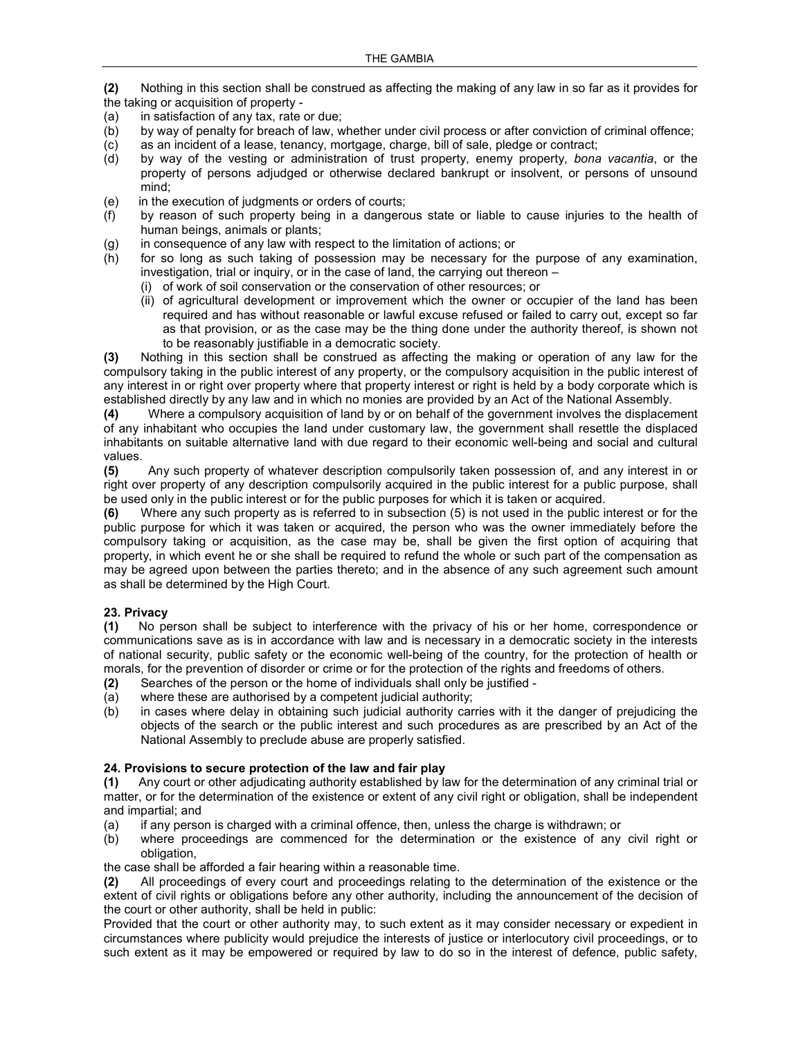**(2)** Nothing in this section shall be construed as affecting the making of any law in so far as it provides for the taking or acquisition of property -

(a) in satisfaction of any tax, rate or due;

(b) by way of penalty for breach of law, whether under civil process or after conviction of criminal offence;

(c) as an incident of a lease, tenancy, mortgage, charge, bill of sale, pledge or contract;

(d) by way of the vesting or administration of trust property, enemy property, *bona vacantia*, or the property of persons adjudged or otherwise declared bankrupt or insolvent, or persons of unsound mind;

(e) in the execution of judgments or orders of courts;

(f) by reason of such property being in a dangerous state or liable to cause injuries to the health of human beings, animals or plants;

(g) in consequence of any law with respect to the limitation of actions; or

(h) for so long as such taking of possession may be necessary for the purpose of any examination, investigation, trial or inquiry, or in the case of land, the carrying out thereon –

(i) of work of soil conservation or the conservation of other resources; or

(ii) of agricultural development or improvement which the owner or occupier of the land has been required and has without reasonable or lawful excuse refused or failed to carry out, except so far as that provision, or as the case may be the thing done under the authority thereof, is shown not to be reasonably justifiable in a democratic society.

**(3)** Nothing in this section shall be construed as affecting the making or operation of any law for the compulsory taking in the public interest of any property, or the compulsory acquisition in the public interest of any interest in or right over property where that property interest or right is held by a body corporate which is established directly by any law and in which no monies are provided by an Act of the National Assembly.

**(4)** Where a compulsory acquisition of land by or on behalf of the government involves the displacement of any inhabitant who occupies the land under customary law, the government shall resettle the displaced inhabitants on suitable alternative land with due regard to their economic well-being and social and cultural values.

**(5)** Any such property of whatever description compulsorily taken possession of, and any interest in or right over property of any description compulsorily acquired in the public interest for a public purpose, shall be used only in the public interest or for the public purposes for which it is taken or acquired.

**(6)** Where any such property as is referred to in subsection (5) is not used in the public interest or for the public purpose for which it was taken or acquired, the person who was the owner immediately before the compulsory taking or acquisition, as the case may be, shall be given the first option of acquiring that property, in which event he or she shall be required to refund the whole or such part of the compensation as may be agreed upon between the parties thereto; and in the absence of any such agreement such amount as shall be determined by the High Court.

### 23. Privacy

**(1)** No person shall be subject to interference with the privacy of his or her home, correspondence or communications save as is in accordance with law and is necessary in a democratic society in the interests of national security, public safety or the economic well-being of the country, for the protection of health or morals, for the prevention of disorder or crime or for the protection of the rights and freedoms of others.

**(2)** Searches of the person or the home of individuals shall only be justified -

(a) where these are authorised by a competent judicial authority;

(b) in cases where delay in obtaining such judicial authority carries with it the danger of prejudicing the objects of the search or the public interest and such procedures as are prescribed by an Act of the National Assembly to preclude abuse are properly satisfied.

### 24. Provisions to secure protection of the law and fair play

**(1)** Any court or other adjudicating authority established by law for the determination of any criminal trial or matter, or for the determination of the existence or extent of any civil right or obligation, shall be independent and impartial; and

(a) if any person is charged with a criminal offence, then, unless the charge is withdrawn; or

(b) where proceedings are commenced for the determination or the existence of any civil right or obligation,

the case shall be afforded a fair hearing within a reasonable time.

**(2)** All proceedings of every court and proceedings relating to the determination of the existence or the extent of civil rights or obligations before any other authority, including the announcement of the decision of the court or other authority, shall be held in public:

Provided that the court or other authority may, to such extent as it may consider necessary or expedient in circumstances where publicity would prejudice the interests of justice or interlocutory civil proceedings, or to such extent as it may be empowered or required by law to do so in the interest of defence, public safety,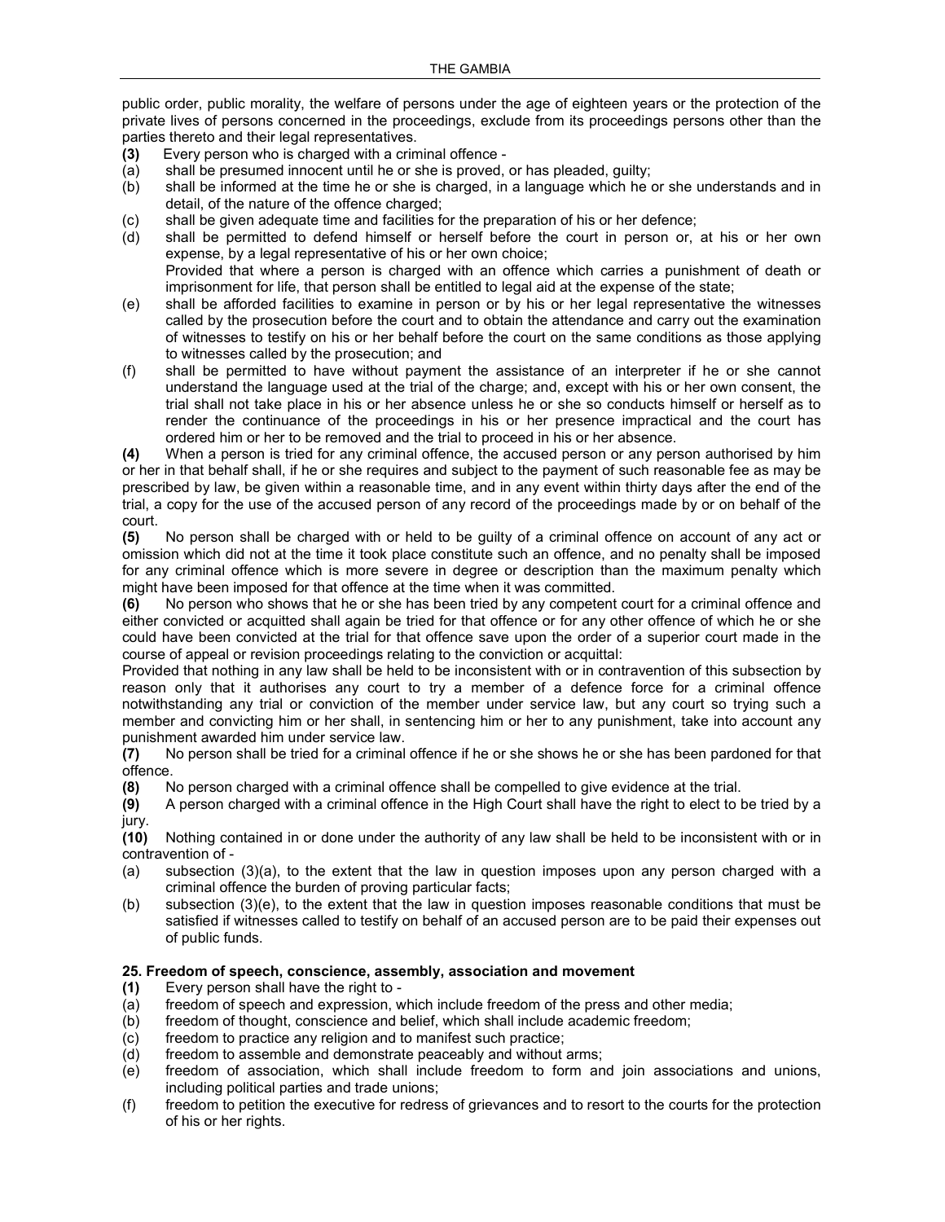public order, public morality, the welfare of persons under the age of eighteen years or the protection of the private lives of persons concerned in the proceedings, exclude from its proceedings persons other than the parties thereto and their legal representatives.

**(3)** Every person who is charged with a criminal offence -

(a) shall be presumed innocent until he or she is proved, or has pleaded, guilty;

(b) shall be informed at the time he or she is charged, in a language which he or she understands and in detail, of the nature of the offence charged;

(c) shall be given adequate time and facilities for the preparation of his or her defence;

(d) shall be permitted to defend himself or herself before the court in person or, at his or her own expense, by a legal representative of his or her own choice;
Provided that where a person is charged with an offence which carries a punishment of death or imprisonment for life, that person shall be entitled to legal aid at the expense of the state;

(e) shall be afforded facilities to examine in person or by his or her legal representative the witnesses called by the prosecution before the court and to obtain the attendance and carry out the examination of witnesses to testify on his or her behalf before the court on the same conditions as those applying to witnesses called by the prosecution; and

(f) shall be permitted to have without payment the assistance of an interpreter if he or she cannot understand the language used at the trial of the charge; and, except with his or her own consent, the trial shall not take place in his or her absence unless he or she so conducts himself or herself as to render the continuance of the proceedings in his or her presence impractical and the court has ordered him or her to be removed and the trial to proceed in his or her absence.

**(4)** When a person is tried for any criminal offence, the accused person or any person authorised by him or her in that behalf shall, if he or she requires and subject to the payment of such reasonable fee as may be prescribed by law, be given within a reasonable time, and in any event within thirty days after the end of the trial, a copy for the use of the accused person of any record of the proceedings made by or on behalf of the court.

**(5)** No person shall be charged with or held to be guilty of a criminal offence on account of any act or omission which did not at the time it took place constitute such an offence, and no penalty shall be imposed for any criminal offence which is more severe in degree or description than the maximum penalty which might have been imposed for that offence at the time when it was committed.

**(6)** No person who shows that he or she has been tried by any competent court for a criminal offence and either convicted or acquitted shall again be tried for that offence or for any other offence of which he or she could have been convicted at the trial for that offence save upon the order of a superior court made in the course of appeal or revision proceedings relating to the conviction or acquittal:

Provided that nothing in any law shall be held to be inconsistent with or in contravention of this subsection by reason only that it authorises any court to try a member of a defence force for a criminal offence notwithstanding any trial or conviction of the member under service law, but any court so trying such a member and convicting him or her shall, in sentencing him or her to any punishment, take into account any punishment awarded him under service law.

**(7)** No person shall be tried for a criminal offence if he or she shows he or she has been pardoned for that offence.

**(8)** No person charged with a criminal offence shall be compelled to give evidence at the trial.

**(9)** A person charged with a criminal offence in the High Court shall have the right to elect to be tried by a jury.

**(10)** Nothing contained in or done under the authority of any law shall be held to be inconsistent with or in contravention of -

(a) subsection (3)(a), to the extent that the law in question imposes upon any person charged with a criminal offence the burden of proving particular facts;

(b) subsection (3)(e), to the extent that the law in question imposes reasonable conditions that must be satisfied if witnesses called to testify on behalf of an accused person are to be paid their expenses out of public funds.

### 25. Freedom of speech, conscience, assembly, association and movement

**(1)** Every person shall have the right to -

(a) freedom of speech and expression, which include freedom of the press and other media;

(b) freedom of thought, conscience and belief, which shall include academic freedom;

(c) freedom to practice any religion and to manifest such practice;

(d) freedom to assemble and demonstrate peaceably and without arms;

(e) freedom of association, which shall include freedom to form and join associations and unions, including political parties and trade unions;

(f) freedom to petition the executive for redress of grievances and to resort to the courts for the protection of his or her rights.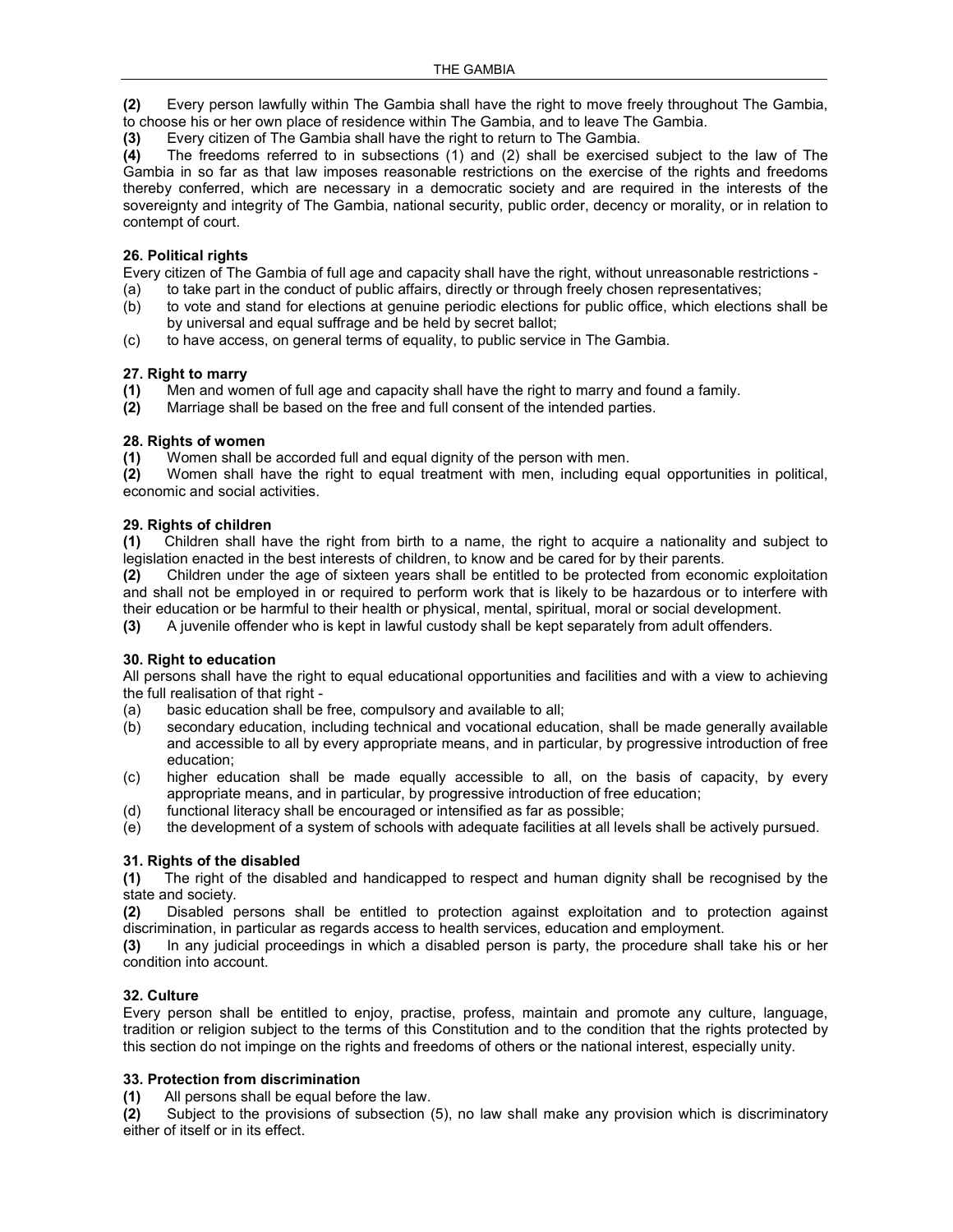**(2)** Every person lawfully within The Gambia shall have the right to move freely throughout The Gambia, to choose his or her own place of residence within The Gambia, and to leave The Gambia.

**(3)** Every citizen of The Gambia shall have the right to return to The Gambia.

**(4)** The freedoms referred to in subsections (1) and (2) shall be exercised subject to the law of The Gambia in so far as that law imposes reasonable restrictions on the exercise of the rights and freedoms thereby conferred, which are necessary in a democratic society and are required in the interests of the sovereignty and integrity of The Gambia, national security, public order, decency or morality, or in relation to contempt of court.

### 26. Political rights

Every citizen of The Gambia of full age and capacity shall have the right, without unreasonable restrictions -

(a) to take part in the conduct of public affairs, directly or through freely chosen representatives;

(b) to vote and stand for elections at genuine periodic elections for public office, which elections shall be by universal and equal suffrage and be held by secret ballot;

(c) to have access, on general terms of equality, to public service in The Gambia.

### 27. Right to marry

**(1)** Men and women of full age and capacity shall have the right to marry and found a family.

**(2)** Marriage shall be based on the free and full consent of the intended parties.

### 28. Rights of women

**(1)** Women shall be accorded full and equal dignity of the person with men.

**(2)** Women shall have the right to equal treatment with men, including equal opportunities in political, economic and social activities.

### 29. Rights of children

**(1)** Children shall have the right from birth to a name, the right to acquire a nationality and subject to legislation enacted in the best interests of children, to know and be cared for by their parents.

**(2)** Children under the age of sixteen years shall be entitled to be protected from economic exploitation and shall not be employed in or required to perform work that is likely to be hazardous or to interfere with their education or be harmful to their health or physical, mental, spiritual, moral or social development.

**(3)** A juvenile offender who is kept in lawful custody shall be kept separately from adult offenders.

### 30. Right to education

All persons shall have the right to equal educational opportunities and facilities and with a view to achieving the full realisation of that right -

(a) basic education shall be free, compulsory and available to all;

(b) secondary education, including technical and vocational education, shall be made generally available and accessible to all by every appropriate means, and in particular, by progressive introduction of free education;

(c) higher education shall be made equally accessible to all, on the basis of capacity, by every appropriate means, and in particular, by progressive introduction of free education;

(d) functional literacy shall be encouraged or intensified as far as possible;

(e) the development of a system of schools with adequate facilities at all levels shall be actively pursued.

### 31. Rights of the disabled

**(1)** The right of the disabled and handicapped to respect and human dignity shall be recognised by the state and society.

**(2)** Disabled persons shall be entitled to protection against exploitation and to protection against discrimination, in particular as regards access to health services, education and employment.

**(3)** In any judicial proceedings in which a disabled person is party, the procedure shall take his or her condition into account.

### 32. Culture

Every person shall be entitled to enjoy, practise, profess, maintain and promote any culture, language, tradition or religion subject to the terms of this Constitution and to the condition that the rights protected by this section do not impinge on the rights and freedoms of others or the national interest, especially unity.

### 33. Protection from discrimination

**(1)** All persons shall be equal before the law.

**(2)** Subject to the provisions of subsection (5), no law shall make any provision which is discriminatory either of itself or in its effect.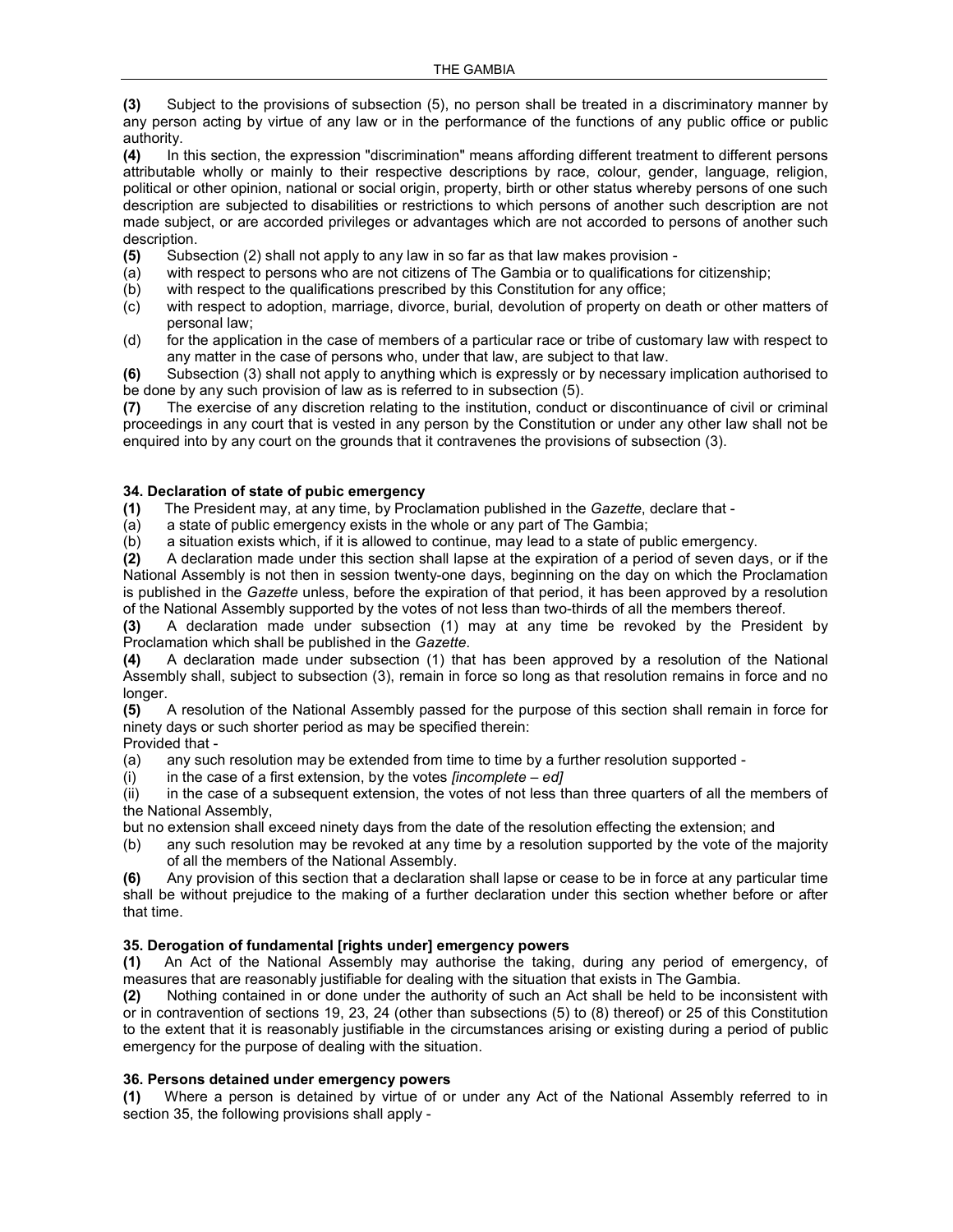**(3)** Subject to the provisions of subsection (5), no person shall be treated in a discriminatory manner by any person acting by virtue of any law or in the performance of the functions of any public office or public authority.

**(4)** In this section, the expression "discrimination" means affording different treatment to different persons attributable wholly or mainly to their respective descriptions by race, colour, gender, language, religion, political or other opinion, national or social origin, property, birth or other status whereby persons of one such description are subjected to disabilities or restrictions to which persons of another such description are not made subject, or are accorded privileges or advantages which are not accorded to persons of another such description.

**(5)** Subsection (2) shall not apply to any law in so far as that law makes provision -

(a) with respect to persons who are not citizens of The Gambia or to qualifications for citizenship;

(b) with respect to the qualifications prescribed by this Constitution for any office;

(c) with respect to adoption, marriage, divorce, burial, devolution of property on death or other matters of personal law;

(d) for the application in the case of members of a particular race or tribe of customary law with respect to any matter in the case of persons who, under that law, are subject to that law.

**(6)** Subsection (3) shall not apply to anything which is expressly or by necessary implication authorised to be done by any such provision of law as is referred to in subsection (5).

**(7)** The exercise of any discretion relating to the institution, conduct or discontinuance of civil or criminal proceedings in any court that is vested in any person by the Constitution or under any other law shall not be enquired into by any court on the grounds that it contravenes the provisions of subsection (3).

### 34. Declaration of state of pubic emergency

**(1)** The President may, at any time, by Proclamation published in the *Gazette*, declare that -

(a) a state of public emergency exists in the whole or any part of The Gambia;

(b) a situation exists which, if it is allowed to continue, may lead to a state of public emergency.

**(2)** A declaration made under this section shall lapse at the expiration of a period of seven days, or if the National Assembly is not then in session twenty-one days, beginning on the day on which the Proclamation is published in the *Gazette* unless, before the expiration of that period, it has been approved by a resolution of the National Assembly supported by the votes of not less than two-thirds of all the members thereof.

**(3)** A declaration made under subsection (1) may at any time be revoked by the President by Proclamation which shall be published in the *Gazette*.

**(4)** A declaration made under subsection (1) that has been approved by a resolution of the National Assembly shall, subject to subsection (3), remain in force so long as that resolution remains in force and no longer.

**(5)** A resolution of the National Assembly passed for the purpose of this section shall remain in force for ninety days or such shorter period as may be specified therein:

Provided that -

(a) any such resolution may be extended from time to time by a further resolution supported -

(i) in the case of a first extension, by the votes *[incomplete – ed]*

(ii) in the case of a subsequent extension, the votes of not less than three quarters of all the members of the National Assembly,

but no extension shall exceed ninety days from the date of the resolution effecting the extension; and

(b) any such resolution may be revoked at any time by a resolution supported by the vote of the majority of all the members of the National Assembly.

**(6)** Any provision of this section that a declaration shall lapse or cease to be in force at any particular time shall be without prejudice to the making of a further declaration under this section whether before or after that time.

### 35. Derogation of fundamental [rights under] emergency powers

**(1)** An Act of the National Assembly may authorise the taking, during any period of emergency, of measures that are reasonably justifiable for dealing with the situation that exists in The Gambia.

**(2)** Nothing contained in or done under the authority of such an Act shall be held to be inconsistent with or in contravention of sections 19, 23, 24 (other than subsections (5) to (8) thereof) or 25 of this Constitution to the extent that it is reasonably justifiable in the circumstances arising or existing during a period of public emergency for the purpose of dealing with the situation.

### 36. Persons detained under emergency powers

**(1)** Where a person is detained by virtue of or under any Act of the National Assembly referred to in section 35, the following provisions shall apply -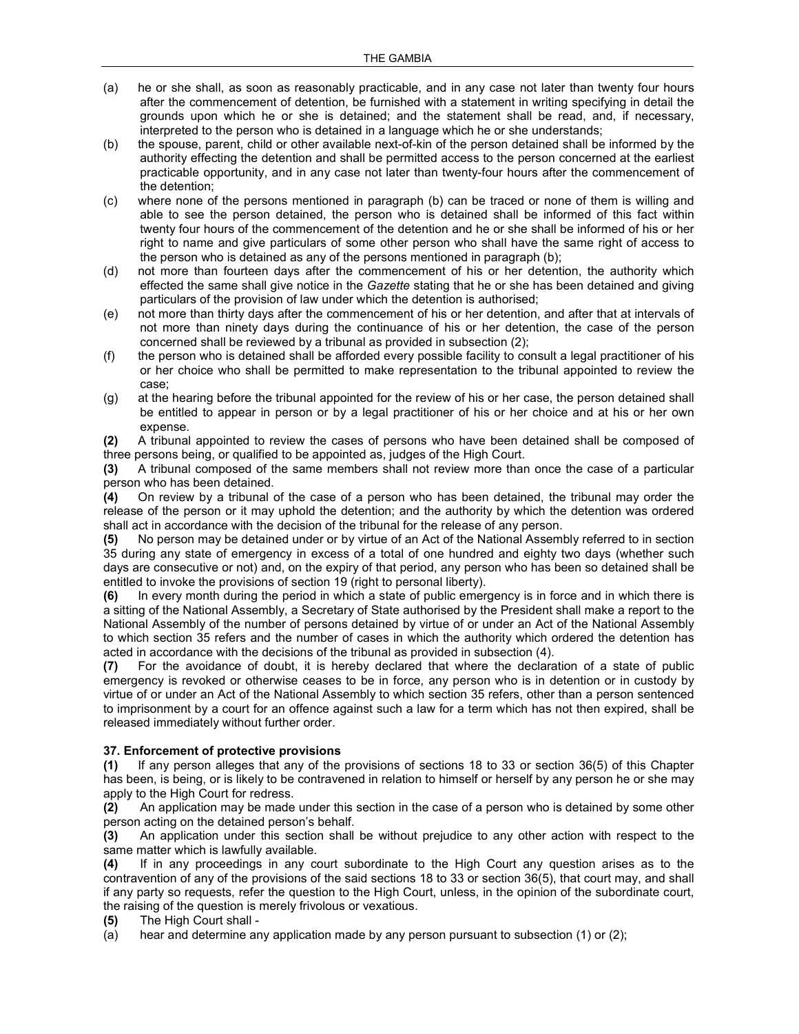(a) he or she shall, as soon as reasonably practicable, and in any case not later than twenty four hours after the commencement of detention, be furnished with a statement in writing specifying in detail the grounds upon which he or she is detained; and the statement shall be read, and, if necessary, interpreted to the person who is detained in a language which he or she understands;

(b) the spouse, parent, child or other available next-of-kin of the person detained shall be informed by the authority effecting the detention and shall be permitted access to the person concerned at the earliest practicable opportunity, and in any case not later than twenty-four hours after the commencement of the detention;

(c) where none of the persons mentioned in paragraph (b) can be traced or none of them is willing and able to see the person detained, the person who is detained shall be informed of this fact within twenty four hours of the commencement of the detention and he or she shall be informed of his or her right to name and give particulars of some other person who shall have the same right of access to the person who is detained as any of the persons mentioned in paragraph (b);

(d) not more than fourteen days after the commencement of his or her detention, the authority which effected the same shall give notice in the *Gazette* stating that he or she has been detained and giving particulars of the provision of law under which the detention is authorised;

(e) not more than thirty days after the commencement of his or her detention, and after that at intervals of not more than ninety days during the continuance of his or her detention, the case of the person concerned shall be reviewed by a tribunal as provided in subsection (2);

(f) the person who is detained shall be afforded every possible facility to consult a legal practitioner of his or her choice who shall be permitted to make representation to the tribunal appointed to review the case;

(g) at the hearing before the tribunal appointed for the review of his or her case, the person detained shall be entitled to appear in person or by a legal practitioner of his or her choice and at his or her own expense.

**(2)** A tribunal appointed to review the cases of persons who have been detained shall be composed of three persons being, or qualified to be appointed as, judges of the High Court.

**(3)** A tribunal composed of the same members shall not review more than once the case of a particular person who has been detained.

**(4)** On review by a tribunal of the case of a person who has been detained, the tribunal may order the release of the person or it may uphold the detention; and the authority by which the detention was ordered shall act in accordance with the decision of the tribunal for the release of any person.

**(5)** No person may be detained under or by virtue of an Act of the National Assembly referred to in section 35 during any state of emergency in excess of a total of one hundred and eighty two days (whether such days are consecutive or not) and, on the expiry of that period, any person who has been so detained shall be entitled to invoke the provisions of section 19 (right to personal liberty).

**(6)** In every month during the period in which a state of public emergency is in force and in which there is a sitting of the National Assembly, a Secretary of State authorised by the President shall make a report to the National Assembly of the number of persons detained by virtue of or under an Act of the National Assembly to which section 35 refers and the number of cases in which the authority which ordered the detention has acted in accordance with the decisions of the tribunal as provided in subsection (4).

**(7)** For the avoidance of doubt, it is hereby declared that where the declaration of a state of public emergency is revoked or otherwise ceases to be in force, any person who is in detention or in custody by virtue of or under an Act of the National Assembly to which section 35 refers, other than a person sentenced to imprisonment by a court for an offence against such a law for a term which has not then expired, shall be released immediately without further order.

### 37. Enforcement of protective provisions

**(1)** If any person alleges that any of the provisions of sections 18 to 33 or section 36(5) of this Chapter has been, is being, or is likely to be contravened in relation to himself or herself by any person he or she may apply to the High Court for redress.

**(2)** An application may be made under this section in the case of a person who is detained by some other person acting on the detained person's behalf.

**(3)** An application under this section shall be without prejudice to any other action with respect to the same matter which is lawfully available.

**(4)** If in any proceedings in any court subordinate to the High Court any question arises as to the contravention of any of the provisions of the said sections 18 to 33 or section 36(5), that court may, and shall if any party so requests, refer the question to the High Court, unless, in the opinion of the subordinate court, the raising of the question is merely frivolous or vexatious.

**(5)** The High Court shall -

(a) hear and determine any application made by any person pursuant to subsection (1) or (2);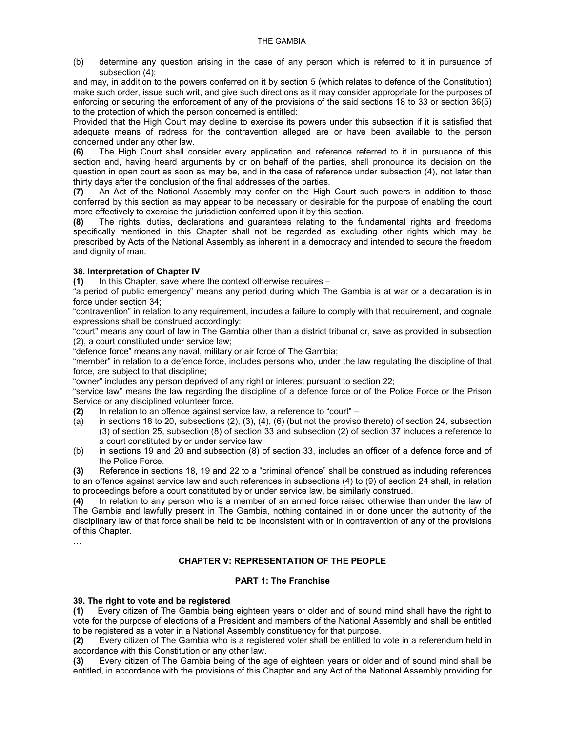(b) determine any question arising in the case of any person which is referred to it in pursuance of subsection (4);

and may, in addition to the powers conferred on it by section 5 (which relates to defence of the Constitution) make such order, issue such writ, and give such directions as it may consider appropriate for the purposes of enforcing or securing the enforcement of any of the provisions of the said sections 18 to 33 or section 36(5) to the protection of which the person concerned is entitled:

Provided that the High Court may decline to exercise its powers under this subsection if it is satisfied that adequate means of redress for the contravention alleged are or have been available to the person concerned under any other law.

**(6)** The High Court shall consider every application and reference referred to it in pursuance of this section and, having heard arguments by or on behalf of the parties, shall pronounce its decision on the question in open court as soon as may be, and in the case of reference under subsection (4), not later than thirty days after the conclusion of the final addresses of the parties.

**(7)** An Act of the National Assembly may confer on the High Court such powers in addition to those conferred by this section as may appear to be necessary or desirable for the purpose of enabling the court more effectively to exercise the jurisdiction conferred upon it by this section.

**(8)** The rights, duties, declarations and guarantees relating to the fundamental rights and freedoms specifically mentioned in this Chapter shall not be regarded as excluding other rights which may be prescribed by Acts of the National Assembly as inherent in a democracy and intended to secure the freedom and dignity of man.

**38. Interpretation of Chapter IV**

**(1)** In this Chapter, save where the context otherwise requires –

"a period of public emergency" means any period during which The Gambia is at war or a declaration is in force under section 34;

"contravention" in relation to any requirement, includes a failure to comply with that requirement, and cognate expressions shall be construed accordingly:

"court" means any court of law in The Gambia other than a district tribunal or, save as provided in subsection (2), a court constituted under service law;

"defence force" means any naval, military or air force of The Gambia;

"member" in relation to a defence force, includes persons who, under the law regulating the discipline of that force, are subject to that discipline;

"owner" includes any person deprived of any right or interest pursuant to section 22;

"service law" means the law regarding the discipline of a defence force or of the Police Force or the Prison Service or any disciplined volunteer force.

**(2)** In relation to an offence against service law, a reference to "court" –

(a) in sections 18 to 20, subsections (2), (3), (4), (6) (but not the proviso thereto) of section 24, subsection (3) of section 25, subsection (8) of section 33 and subsection (2) of section 37 includes a reference to a court constituted by or under service law;

(b) in sections 19 and 20 and subsection (8) of section 33, includes an officer of a defence force and of the Police Force.

**(3)** Reference in sections 18, 19 and 22 to a "criminal offence" shall be construed as including references to an offence against service law and such references in subsections (4) to (9) of section 24 shall, in relation to proceedings before a court constituted by or under service law, be similarly construed.

**(4)** In relation to any person who is a member of an armed force raised otherwise than under the law of The Gambia and lawfully present in The Gambia, nothing contained in or done under the authority of the disciplinary law of that force shall be held to be inconsistent with or in contravention of any of the provisions of this Chapter.

…

## CHAPTER V: REPRESENTATION OF THE PEOPLE

### PART 1: The Franchise

**39. The right to vote and be registered**

**(1)** Every citizen of The Gambia being eighteen years or older and of sound mind shall have the right to vote for the purpose of elections of a President and members of the National Assembly and shall be entitled to be registered as a voter in a National Assembly constituency for that purpose.

**(2)** Every citizen of The Gambia who is a registered voter shall be entitled to vote in a referendum held in accordance with this Constitution or any other law.

**(3)** Every citizen of The Gambia being of the age of eighteen years or older and of sound mind shall be entitled, in accordance with the provisions of this Chapter and any Act of the National Assembly providing for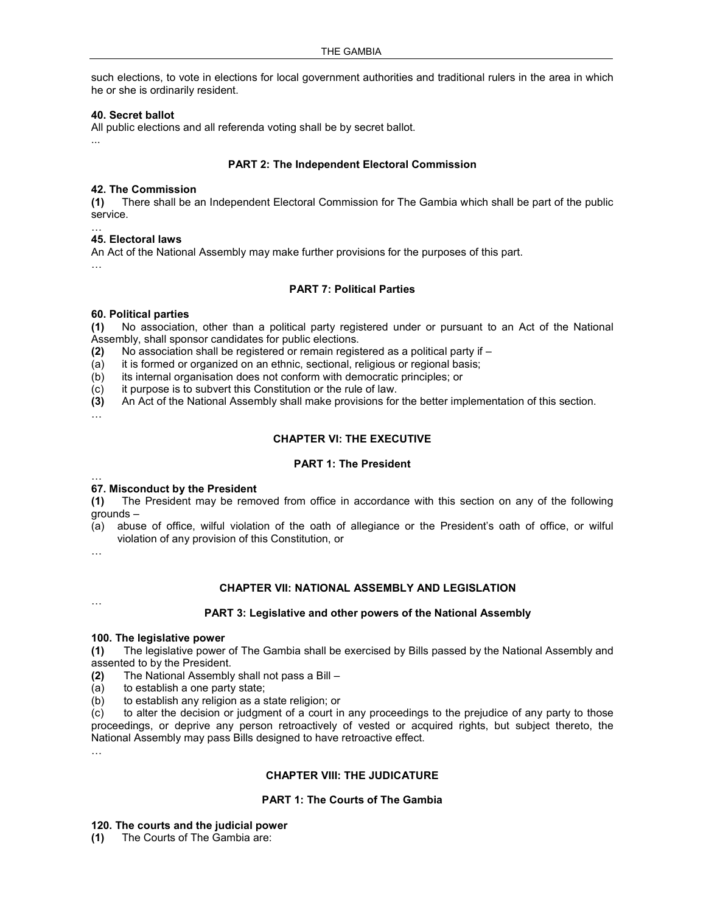such elections, to vote in elections for local government authorities and traditional rulers in the area in which he or she is ordinarily resident.

**40. Secret ballot**

All public elections and all referenda voting shall be by secret ballot.

...

### PART 2: The Independent Electoral Commission

**42. The Commission**

**(1)** There shall be an Independent Electoral Commission for The Gambia which shall be part of the public service.

…

**45. Electoral laws**

An Act of the National Assembly may make further provisions for the purposes of this part.

…

### PART 7: Political Parties

**60. Political parties**

**(1)** No association, other than a political party registered under or pursuant to an Act of the National Assembly, shall sponsor candidates for public elections.

**(2)** No association shall be registered or remain registered as a political party if –

(a) it is formed or organized on an ethnic, sectional, religious or regional basis;

(b) its internal organisation does not conform with democratic principles; or

(c) it purpose is to subvert this Constitution or the rule of law.

**(3)** An Act of the National Assembly shall make provisions for the better implementation of this section.

…

## CHAPTER VI: THE EXECUTIVE

### PART 1: The President

…

**67. Misconduct by the President**

**(1)** The President may be removed from office in accordance with this section on any of the following grounds –

(a) abuse of office, wilful violation of the oath of allegiance or the President's oath of office, or wilful violation of any provision of this Constitution, or

…

## CHAPTER VII: NATIONAL ASSEMBLY AND LEGISLATION

…

### PART 3: Legislative and other powers of the National Assembly

**100. The legislative power**

**(1)** The legislative power of The Gambia shall be exercised by Bills passed by the National Assembly and assented to by the President.

**(2)** The National Assembly shall not pass a Bill –

(a) to establish a one party state;

(b) to establish any religion as a state religion; or

(c) to alter the decision or judgment of a court in any proceedings to the prejudice of any party to those proceedings, or deprive any person retroactively of vested or acquired rights, but subject thereto, the National Assembly may pass Bills designed to have retroactive effect.

…

## CHAPTER VIII: THE JUDICATURE

### PART 1: The Courts of The Gambia

**120. The courts and the judicial power**

**(1)** The Courts of The Gambia are: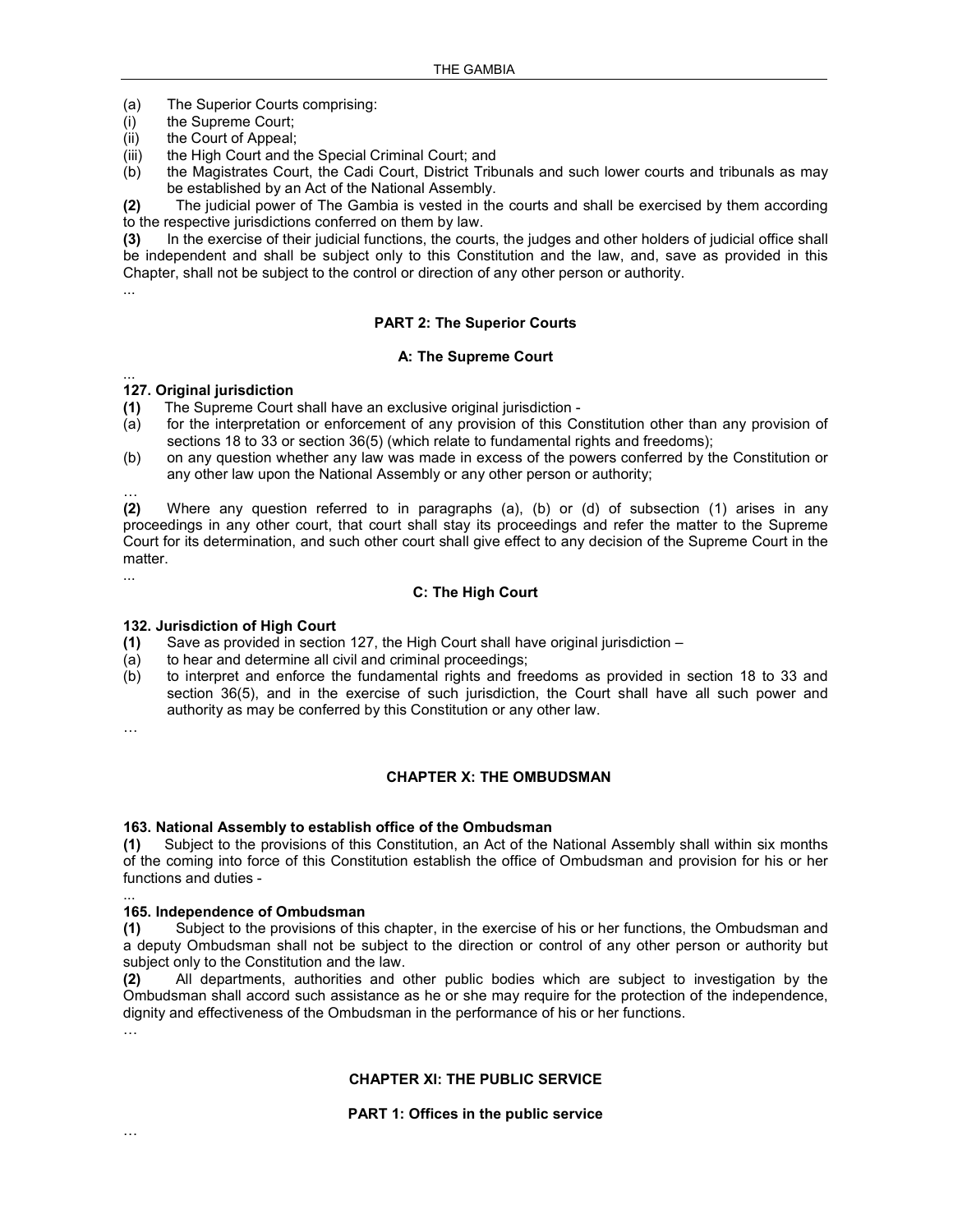(a) The Superior Courts comprising:
(i) the Supreme Court;
(ii) the Court of Appeal;
(iii) the High Court and the Special Criminal Court; and
(b) the Magistrates Court, the Cadi Court, District Tribunals and such lower courts and tribunals as may be established by an Act of the National Assembly.

**(2)** The judicial power of The Gambia is vested in the courts and shall be exercised by them according to the respective jurisdictions conferred on them by law.

**(3)** In the exercise of their judicial functions, the courts, the judges and other holders of judicial office shall be independent and shall be subject only to this Constitution and the law, and, save as provided in this Chapter, shall not be subject to the control or direction of any other person or authority.

...

**PART 2: The Superior Courts**

**A: The Supreme Court**

...

**127. Original jurisdiction**

**(1)** The Supreme Court shall have an exclusive original jurisdiction -
(a) for the interpretation or enforcement of any provision of this Constitution other than any provision of sections 18 to 33 or section 36(5) (which relate to fundamental rights and freedoms);
(b) on any question whether any law was made in excess of the powers conferred by the Constitution or any other law upon the National Assembly or any other person or authority;

…

**(2)** Where any question referred to in paragraphs (a), (b) or (d) of subsection (1) arises in any proceedings in any other court, that court shall stay its proceedings and refer the matter to the Supreme Court for its determination, and such other court shall give effect to any decision of the Supreme Court in the matter.

...

**C: The High Court**

**132. Jurisdiction of High Court**

**(1)** Save as provided in section 127, the High Court shall have original jurisdiction –
(a) to hear and determine all civil and criminal proceedings;
(b) to interpret and enforce the fundamental rights and freedoms as provided in section 18 to 33 and section 36(5), and in the exercise of such jurisdiction, the Court shall have all such power and authority as may be conferred by this Constitution or any other law.

…

**CHAPTER X: THE OMBUDSMAN**

**163. National Assembly to establish office of the Ombudsman**

**(1)** Subject to the provisions of this Constitution, an Act of the National Assembly shall within six months of the coming into force of this Constitution establish the office of Ombudsman and provision for his or her functions and duties -

...

**165. Independence of Ombudsman**

**(1)** Subject to the provisions of this chapter, in the exercise of his or her functions, the Ombudsman and a deputy Ombudsman shall not be subject to the direction or control of any other person or authority but subject only to the Constitution and the law.

**(2)** All departments, authorities and other public bodies which are subject to investigation by the Ombudsman shall accord such assistance as he or she may require for the protection of the independence, dignity and effectiveness of the Ombudsman in the performance of his or her functions.

…

**CHAPTER XI: THE PUBLIC SERVICE**

**PART 1: Offices in the public service**

…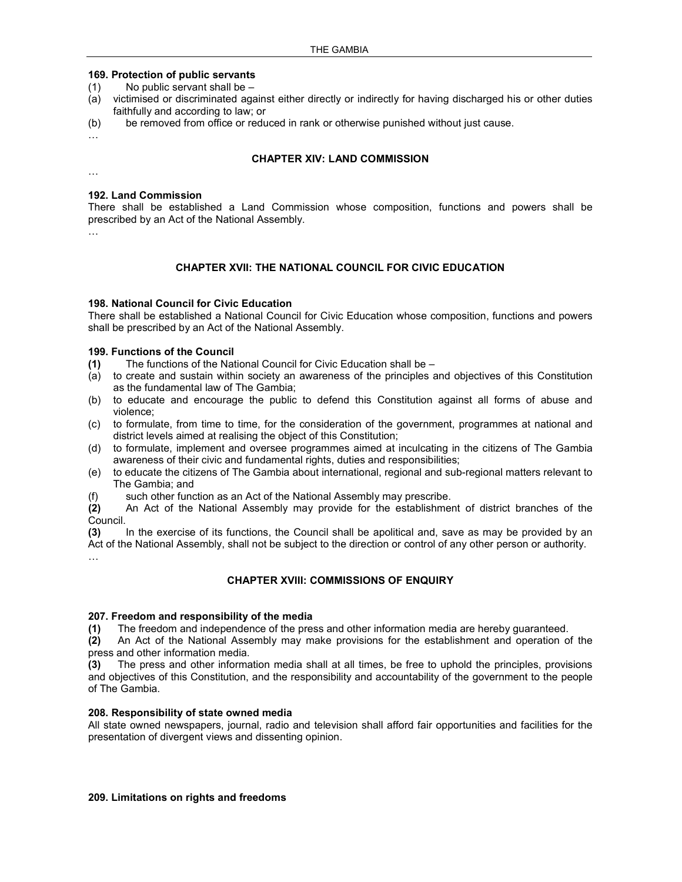### 169. Protection of public servants

(1) No public servant shall be –

(a) victimised or discriminated against either directly or indirectly for having discharged his or other duties faithfully and according to law; or

(b) be removed from office or reduced in rank or otherwise punished without just cause.

…

## CHAPTER XIV: LAND COMMISSION

…

### 192. Land Commission

There shall be established a Land Commission whose composition, functions and powers shall be prescribed by an Act of the National Assembly.

…

## CHAPTER XVII: THE NATIONAL COUNCIL FOR CIVIC EDUCATION

### 198. National Council for Civic Education

There shall be established a National Council for Civic Education whose composition, functions and powers shall be prescribed by an Act of the National Assembly.

### 199. Functions of the Council

**(1)** The functions of the National Council for Civic Education shall be –

(a) to create and sustain within society an awareness of the principles and objectives of this Constitution as the fundamental law of The Gambia;

(b) to educate and encourage the public to defend this Constitution against all forms of abuse and violence;

(c) to formulate, from time to time, for the consideration of the government, programmes at national and district levels aimed at realising the object of this Constitution;

(d) to formulate, implement and oversee programmes aimed at inculcating in the citizens of The Gambia awareness of their civic and fundamental rights, duties and responsibilities;

(e) to educate the citizens of The Gambia about international, regional and sub-regional matters relevant to The Gambia; and

(f) such other function as an Act of the National Assembly may prescribe.

**(2)** An Act of the National Assembly may provide for the establishment of district branches of the Council.

**(3)** In the exercise of its functions, the Council shall be apolitical and, save as may be provided by an Act of the National Assembly, shall not be subject to the direction or control of any other person or authority.

…

## CHAPTER XVIII: COMMISSIONS OF ENQUIRY

### 207. Freedom and responsibility of the media

**(1)** The freedom and independence of the press and other information media are hereby guaranteed.

**(2)** An Act of the National Assembly may make provisions for the establishment and operation of the press and other information media.

**(3)** The press and other information media shall at all times, be free to uphold the principles, provisions and objectives of this Constitution, and the responsibility and accountability of the government to the people of The Gambia.

### 208. Responsibility of state owned media

All state owned newspapers, journal, radio and television shall afford fair opportunities and facilities for the presentation of divergent views and dissenting opinion.

### 209. Limitations on rights and freedoms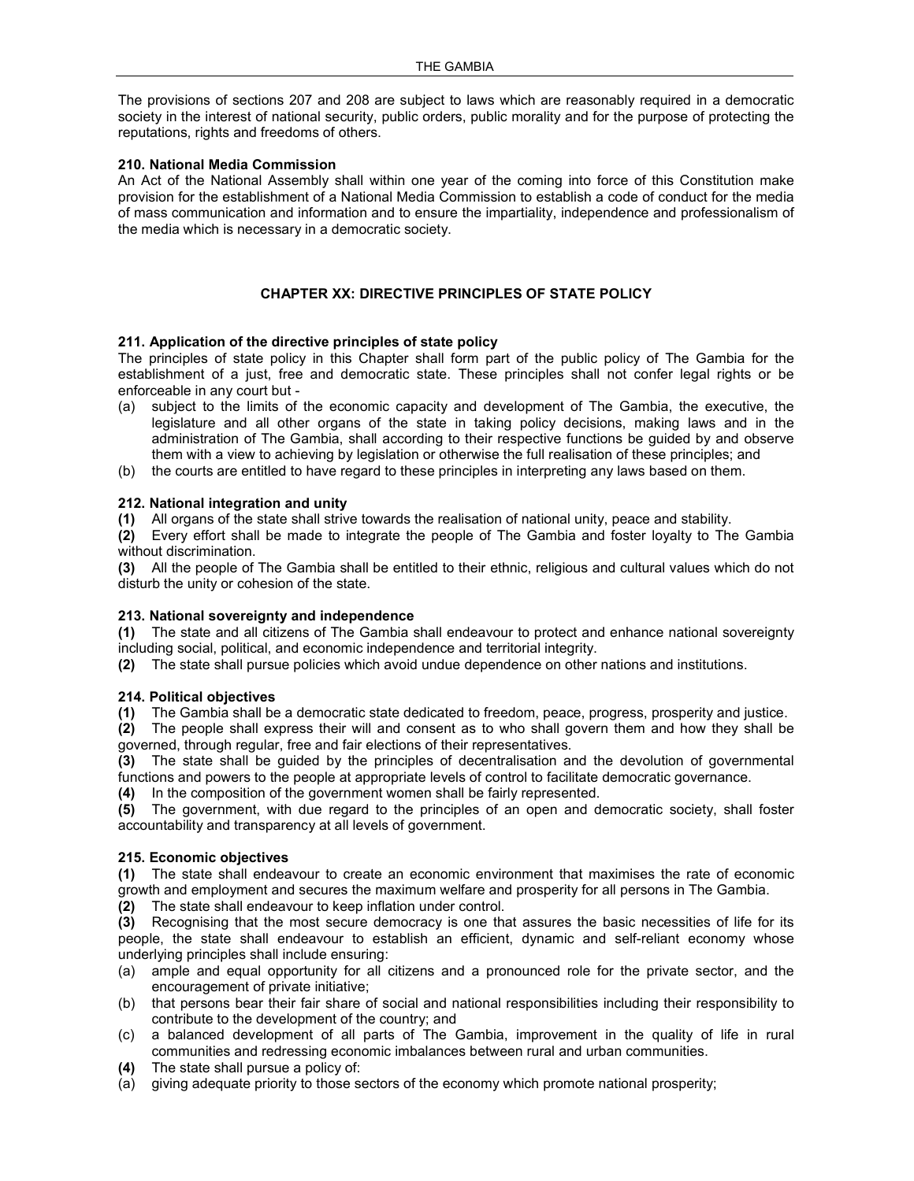The provisions of sections 207 and 208 are subject to laws which are reasonably required in a democratic society in the interest of national security, public orders, public morality and for the purpose of protecting the reputations, rights and freedoms of others.

**210. National Media Commission**

An Act of the National Assembly shall within one year of the coming into force of this Constitution make provision for the establishment of a National Media Commission to establish a code of conduct for the media of mass communication and information and to ensure the impartiality, independence and professionalism of the media which is necessary in a democratic society.

## CHAPTER XX: DIRECTIVE PRINCIPLES OF STATE POLICY

**211. Application of the directive principles of state policy**

The principles of state policy in this Chapter shall form part of the public policy of The Gambia for the establishment of a just, free and democratic state. These principles shall not confer legal rights or be enforceable in any court but -

(a) subject to the limits of the economic capacity and development of The Gambia, the executive, the legislature and all other organs of the state in taking policy decisions, making laws and in the administration of The Gambia, shall according to their respective functions be guided by and observe them with a view to achieving by legislation or otherwise the full realisation of these principles; and

(b) the courts are entitled to have regard to these principles in interpreting any laws based on them.

**212. National integration and unity**

**(1)** All organs of the state shall strive towards the realisation of national unity, peace and stability.

**(2)** Every effort shall be made to integrate the people of The Gambia and foster loyalty to The Gambia without discrimination.

**(3)** All the people of The Gambia shall be entitled to their ethnic, religious and cultural values which do not disturb the unity or cohesion of the state.

**213. National sovereignty and independence**

**(1)** The state and all citizens of The Gambia shall endeavour to protect and enhance national sovereignty including social, political, and economic independence and territorial integrity.

**(2)** The state shall pursue policies which avoid undue dependence on other nations and institutions.

**214. Political objectives**

**(1)** The Gambia shall be a democratic state dedicated to freedom, peace, progress, prosperity and justice.

**(2)** The people shall express their will and consent as to who shall govern them and how they shall be governed, through regular, free and fair elections of their representatives.

**(3)** The state shall be guided by the principles of decentralisation and the devolution of governmental functions and powers to the people at appropriate levels of control to facilitate democratic governance.

**(4)** In the composition of the government women shall be fairly represented.

**(5)** The government, with due regard to the principles of an open and democratic society, shall foster accountability and transparency at all levels of government.

**215. Economic objectives**

**(1)** The state shall endeavour to create an economic environment that maximises the rate of economic growth and employment and secures the maximum welfare and prosperity for all persons in The Gambia.

**(2)** The state shall endeavour to keep inflation under control.

**(3)** Recognising that the most secure democracy is one that assures the basic necessities of life for its people, the state shall endeavour to establish an efficient, dynamic and self-reliant economy whose underlying principles shall include ensuring:

(a) ample and equal opportunity for all citizens and a pronounced role for the private sector, and the encouragement of private initiative;

(b) that persons bear their fair share of social and national responsibilities including their responsibility to contribute to the development of the country; and

(c) a balanced development of all parts of The Gambia, improvement in the quality of life in rural communities and redressing economic imbalances between rural and urban communities.

**(4)** The state shall pursue a policy of:

(a) giving adequate priority to those sectors of the economy which promote national prosperity;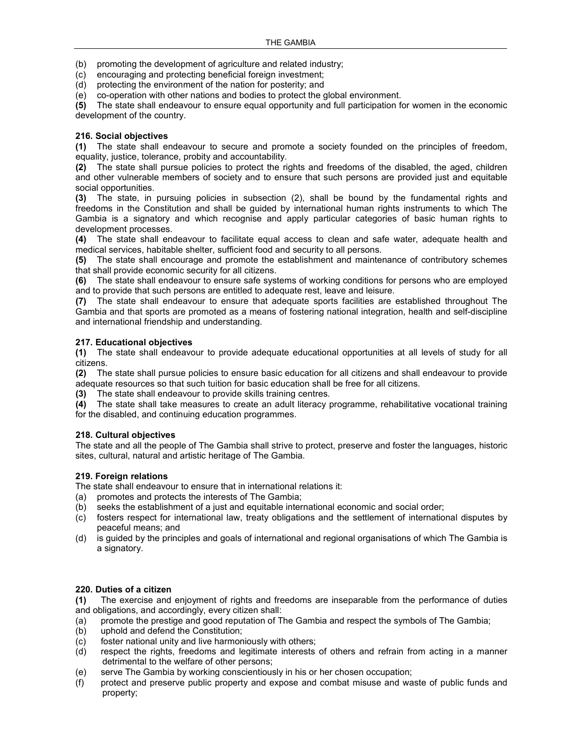(b) promoting the development of agriculture and related industry;
(c) encouraging and protecting beneficial foreign investment;
(d) protecting the environment of the nation for posterity; and
(e) co-operation with other nations and bodies to protect the global environment.

**(5)** The state shall endeavour to ensure equal opportunity and full participation for women in the economic development of the country.

**216. Social objectives**

**(1)** The state shall endeavour to secure and promote a society founded on the principles of freedom, equality, justice, tolerance, probity and accountability.

**(2)** The state shall pursue policies to protect the rights and freedoms of the disabled, the aged, children and other vulnerable members of society and to ensure that such persons are provided just and equitable social opportunities.

**(3)** The state, in pursuing policies in subsection (2), shall be bound by the fundamental rights and freedoms in the Constitution and shall be guided by international human rights instruments to which The Gambia is a signatory and which recognise and apply particular categories of basic human rights to development processes.

**(4)** The state shall endeavour to facilitate equal access to clean and safe water, adequate health and medical services, habitable shelter, sufficient food and security to all persons.

**(5)** The state shall encourage and promote the establishment and maintenance of contributory schemes that shall provide economic security for all citizens.

**(6)** The state shall endeavour to ensure safe systems of working conditions for persons who are employed and to provide that such persons are entitled to adequate rest, leave and leisure.

**(7)** The state shall endeavour to ensure that adequate sports facilities are established throughout The Gambia and that sports are promoted as a means of fostering national integration, health and self-discipline and international friendship and understanding.

**217. Educational objectives**

**(1)** The state shall endeavour to provide adequate educational opportunities at all levels of study for all citizens.

**(2)** The state shall pursue policies to ensure basic education for all citizens and shall endeavour to provide adequate resources so that such tuition for basic education shall be free for all citizens.

**(3)** The state shall endeavour to provide skills training centres.

**(4)** The state shall take measures to create an adult literacy programme, rehabilitative vocational training for the disabled, and continuing education programmes.

**218. Cultural objectives**

The state and all the people of The Gambia shall strive to protect, preserve and foster the languages, historic sites, cultural, natural and artistic heritage of The Gambia.

**219. Foreign relations**

The state shall endeavour to ensure that in international relations it:

(a) promotes and protects the interests of The Gambia;
(b) seeks the establishment of a just and equitable international economic and social order;
(c) fosters respect for international law, treaty obligations and the settlement of international disputes by peaceful means; and
(d) is guided by the principles and goals of international and regional organisations of which The Gambia is a signatory.

**220. Duties of a citizen**

**(1)** The exercise and enjoyment of rights and freedoms are inseparable from the performance of duties and obligations, and accordingly, every citizen shall:

(a) promote the prestige and good reputation of The Gambia and respect the symbols of The Gambia;
(b) uphold and defend the Constitution;
(c) foster national unity and live harmoniously with others;
(d) respect the rights, freedoms and legitimate interests of others and refrain from acting in a manner detrimental to the welfare of other persons;
(e) serve The Gambia by working conscientiously in his or her chosen occupation;
(f) protect and preserve public property and expose and combat misuse and waste of public funds and property;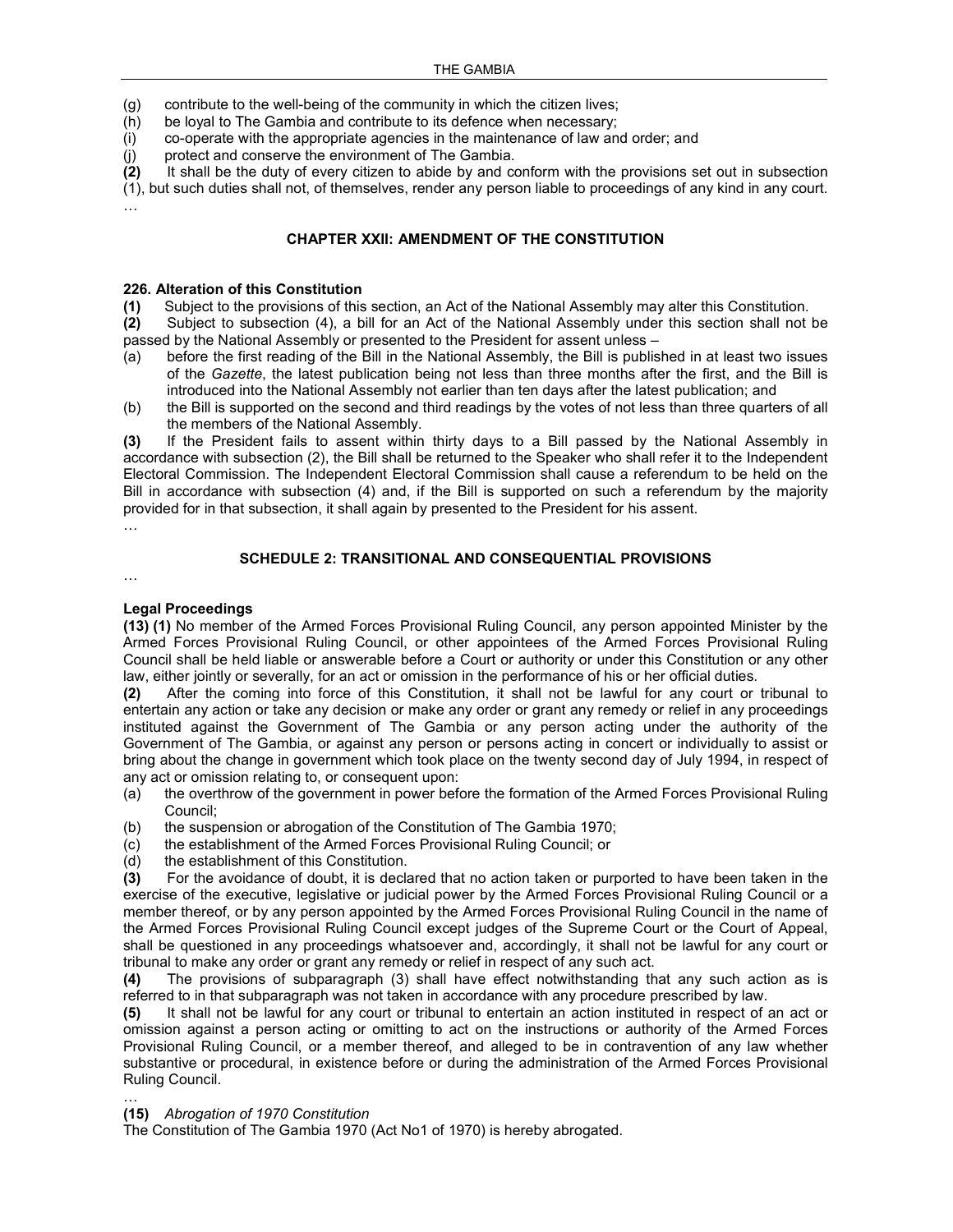(g) contribute to the well-being of the community in which the citizen lives;
(h) be loyal to The Gambia and contribute to its defence when necessary;
(i) co-operate with the appropriate agencies in the maintenance of law and order; and
(j) protect and conserve the environment of The Gambia.

**(2)** It shall be the duty of every citizen to abide by and conform with the provisions set out in subsection (1), but such duties shall not, of themselves, render any person liable to proceedings of any kind in any court.

…

## CHAPTER XXII: AMENDMENT OF THE CONSTITUTION

### 226. Alteration of this Constitution

**(1)** Subject to the provisions of this section, an Act of the National Assembly may alter this Constitution.

**(2)** Subject to subsection (4), a bill for an Act of the National Assembly under this section shall not be passed by the National Assembly or presented to the President for assent unless –

(a) before the first reading of the Bill in the National Assembly, the Bill is published in at least two issues of the *Gazette*, the latest publication being not less than three months after the first, and the Bill is introduced into the National Assembly not earlier than ten days after the latest publication; and

(b) the Bill is supported on the second and third readings by the votes of not less than three quarters of all the members of the National Assembly.

**(3)** If the President fails to assent within thirty days to a Bill passed by the National Assembly in accordance with subsection (2), the Bill shall be returned to the Speaker who shall refer it to the Independent Electoral Commission. The Independent Electoral Commission shall cause a referendum to be held on the Bill in accordance with subsection (4) and, if the Bill is supported on such a referendum by the majority provided for in that subsection, it shall again by presented to the President for his assent.

…

## SCHEDULE 2: TRANSITIONAL AND CONSEQUENTIAL PROVISIONS

…

### Legal Proceedings

**(13) (1)** No member of the Armed Forces Provisional Ruling Council, any person appointed Minister by the Armed Forces Provisional Ruling Council, or other appointees of the Armed Forces Provisional Ruling Council shall be held liable or answerable before a Court or authority or under this Constitution or any other law, either jointly or severally, for an act or omission in the performance of his or her official duties.

**(2)** After the coming into force of this Constitution, it shall not be lawful for any court or tribunal to entertain any action or take any decision or make any order or grant any remedy or relief in any proceedings instituted against the Government of The Gambia or any person acting under the authority of the Government of The Gambia, or against any person or persons acting in concert or individually to assist or bring about the change in government which took place on the twenty second day of July 1994, in respect of any act or omission relating to, or consequent upon:

(a) the overthrow of the government in power before the formation of the Armed Forces Provisional Ruling Council;
(b) the suspension or abrogation of the Constitution of The Gambia 1970;
(c) the establishment of the Armed Forces Provisional Ruling Council; or
(d) the establishment of this Constitution.

**(3)** For the avoidance of doubt, it is declared that no action taken or purported to have been taken in the exercise of the executive, legislative or judicial power by the Armed Forces Provisional Ruling Council or a member thereof, or by any person appointed by the Armed Forces Provisional Ruling Council in the name of the Armed Forces Provisional Ruling Council except judges of the Supreme Court or the Court of Appeal, shall be questioned in any proceedings whatsoever and, accordingly, it shall not be lawful for any court or tribunal to make any order or grant any remedy or relief in respect of any such act.

**(4)** The provisions of subparagraph (3) shall have effect notwithstanding that any such action as is referred to in that subparagraph was not taken in accordance with any procedure prescribed by law.

**(5)** It shall not be lawful for any court or tribunal to entertain an action instituted in respect of an act or omission against a person acting or omitting to act on the instructions or authority of the Armed Forces Provisional Ruling Council, or a member thereof, and alleged to be in contravention of any law whether substantive or procedural, in existence before or during the administration of the Armed Forces Provisional Ruling Council.

…

**(15)** *Abrogation of 1970 Constitution*

The Constitution of The Gambia 1970 (Act No1 of 1970) is hereby abrogated.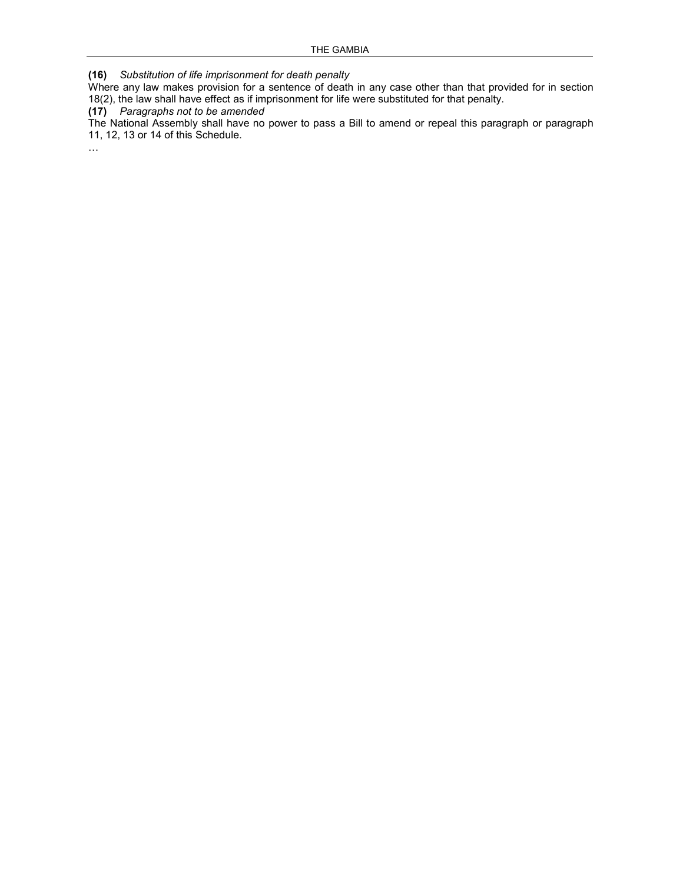**(16)** *Substitution of life imprisonment for death penalty*

Where any law makes provision for a sentence of death in any case other than that provided for in section 18(2), the law shall have effect as if imprisonment for life were substituted for that penalty.

**(17)** *Paragraphs not to be amended*

The National Assembly shall have no power to pass a Bill to amend or repeal this paragraph or paragraph 11, 12, 13 or 14 of this Schedule.

…